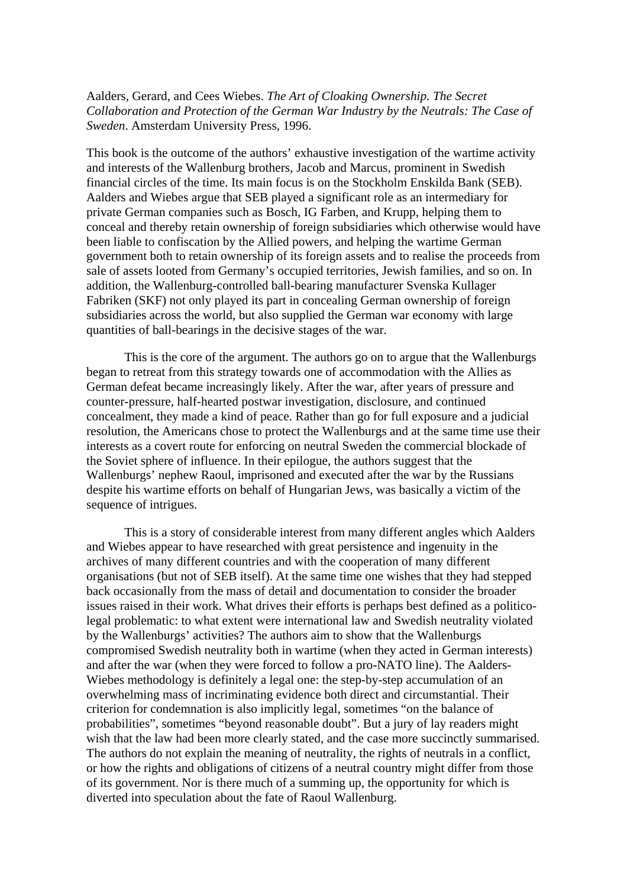Aalders, Gerard, and Cees Wiebes. *The Art of Cloaking Ownership. The Secret Collaboration and Protection of the German War Industry by the Neutrals: The Case of Sweden*. Amsterdam University Press, 1996.

This book is the outcome of the authors' exhaustive investigation of the wartime activity and interests of the Wallenburg brothers, Jacob and Marcus, prominent in Swedish financial circles of the time. Its main focus is on the Stockholm Enskilda Bank (SEB). Aalders and Wiebes argue that SEB played a significant role as an intermediary for private German companies such as Bosch, IG Farben, and Krupp, helping them to conceal and thereby retain ownership of foreign subsidiaries which otherwise would have been liable to confiscation by the Allied powers, and helping the wartime German government both to retain ownership of its foreign assets and to realise the proceeds from sale of assets looted from Germany's occupied territories, Jewish families, and so on. In addition, the Wallenburg-controlled ball-bearing manufacturer Svenska Kullager Fabriken (SKF) not only played its part in concealing German ownership of foreign subsidiaries across the world, but also supplied the German war economy with large quantities of ball-bearings in the decisive stages of the war.

This is the core of the argument. The authors go on to argue that the Wallenburgs began to retreat from this strategy towards one of accommodation with the Allies as German defeat became increasingly likely. After the war, after years of pressure and counter-pressure, half-hearted postwar investigation, disclosure, and continued concealment, they made a kind of peace. Rather than go for full exposure and a judicial resolution, the Americans chose to protect the Wallenburgs and at the same time use their interests as a covert route for enforcing on neutral Sweden the commercial blockade of the Soviet sphere of influence. In their epilogue, the authors suggest that the Wallenburgs' nephew Raoul, imprisoned and executed after the war by the Russians despite his wartime efforts on behalf of Hungarian Jews, was basically a victim of the sequence of intrigues.

This is a story of considerable interest from many different angles which Aalders and Wiebes appear to have researched with great persistence and ingenuity in the archives of many different countries and with the cooperation of many different organisations (but not of SEB itself). At the same time one wishes that they had stepped back occasionally from the mass of detail and documentation to consider the broader issues raised in their work. What drives their efforts is perhaps best defined as a politico-legal problematic: to what extent were international law and Swedish neutrality violated by the Wallenburgs' activities? The authors aim to show that the Wallenburgs compromised Swedish neutrality both in wartime (when they acted in German interests) and after the war (when they were forced to follow a pro-NATO line). The Aalders-Wiebes methodology is definitely a legal one: the step-by-step accumulation of an overwhelming mass of incriminating evidence both direct and circumstantial. Their criterion for condemnation is also implicitly legal, sometimes "on the balance of probabilities", sometimes "beyond reasonable doubt". But a jury of lay readers might wish that the law had been more clearly stated, and the case more succinctly summarised. The authors do not explain the meaning of neutrality, the rights of neutrals in a conflict, or how the rights and obligations of citizens of a neutral country might differ from those of its government. Nor is there much of a summing up, the opportunity for which is diverted into speculation about the fate of Raoul Wallenburg.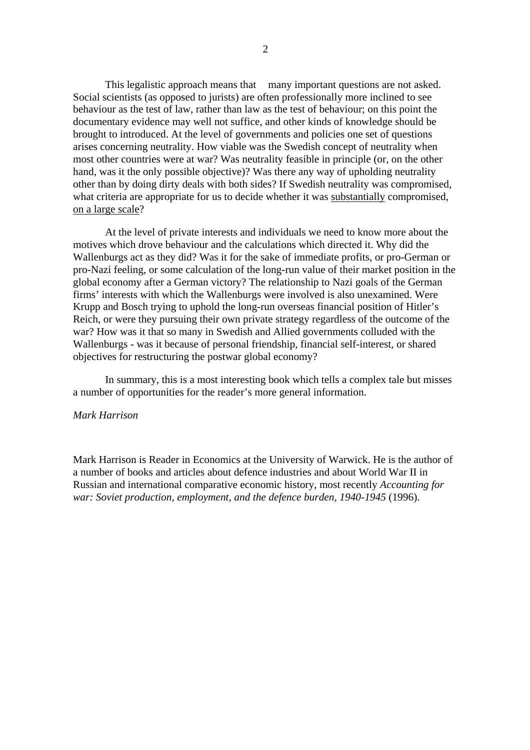This legalistic approach means that many important questions are not asked. Social scientists (as opposed to jurists) are often professionally more inclined to see behaviour as the test of law, rather than law as the test of behaviour; on this point the documentary evidence may well not suffice, and other kinds of knowledge should be brought to introduced. At the level of governments and policies one set of questions arises concerning neutrality. How viable was the Swedish concept of neutrality when most other countries were at war? Was neutrality feasible in principle (or, on the other hand, was it the only possible objective)? Was there any way of upholding neutrality other than by doing dirty deals with both sides? If Swedish neutrality was compromised, what criteria are appropriate for us to decide whether it was <u>substantially</u> compromised, <u>on a large scale</u>?

At the level of private interests and individuals we need to know more about the motives which drove behaviour and the calculations which directed it. Why did the Wallenburgs act as they did? Was it for the sake of immediate profits, or pro-German or pro-Nazi feeling, or some calculation of the long-run value of their market position in the global economy after a German victory? The relationship to Nazi goals of the German firms' interests with which the Wallenburgs were involved is also unexamined. Were Krupp and Bosch trying to uphold the long-run overseas financial position of Hitler's Reich, or were they pursuing their own private strategy regardless of the outcome of the war? How was it that so many in Swedish and Allied governments colluded with the Wallenburgs - was it because of personal friendship, financial self-interest, or shared objectives for restructuring the postwar global economy?

In summary, this is a most interesting book which tells a complex tale but misses a number of opportunities for the reader's more general information.

*Mark Harrison*

Mark Harrison is Reader in Economics at the University of Warwick. He is the author of a number of books and articles about defence industries and about World War II in Russian and international comparative economic history, most recently *Accounting for war: Soviet production, employment, and the defence burden, 1940-1945* (1996).